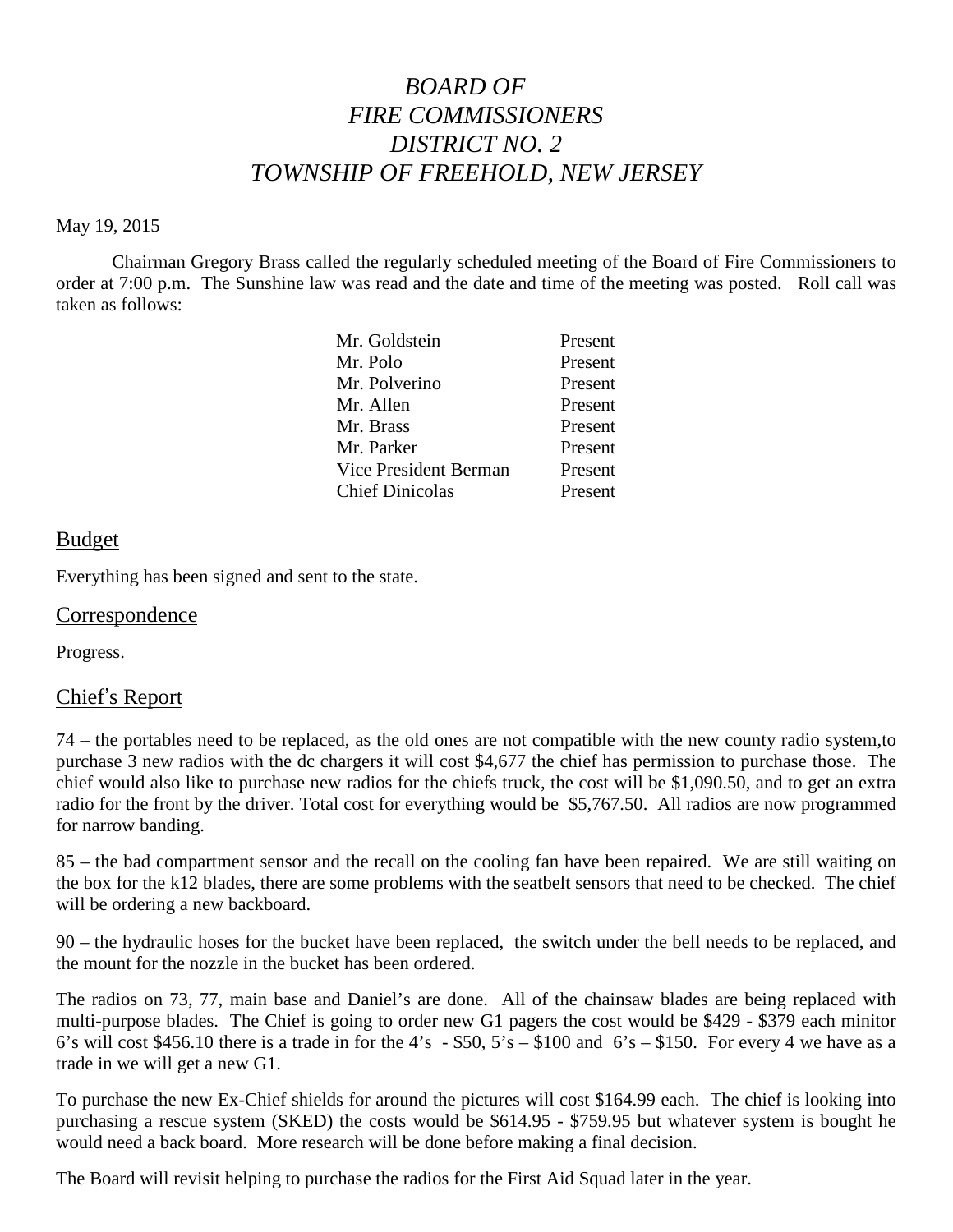# *BOARD OF FIRE COMMISSIONERS DISTRICT NO. 2 TOWNSHIP OF FREEHOLD, NEW JERSEY*

May 19, 2015

Chairman Gregory Brass called the regularly scheduled meeting of the Board of Fire Commissioners to order at 7:00 p.m. The Sunshine law was read and the date and time of the meeting was posted. Roll call was taken as follows:

| | |
|---|---|
| Mr. Goldstein | Present |
| Mr. Polo | Present |
| Mr. Polverino | Present |
| Mr. Allen | Present |
| Mr. Brass | Present |
| Mr. Parker | Present |
| Vice President Berman | Present |
| Chief Dinicolas | Present |

## Budget

Everything has been signed and sent to the state.

## Correspondence

Progress.

## Chief's Report

74 – the portables need to be replaced, as the old ones are not compatible with the new county radio system,to purchase 3 new radios with the dc chargers it will cost $4,677 the chief has permission to purchase those. The chief would also like to purchase new radios for the chiefs truck, the cost will be $1,090.50, and to get an extra radio for the front by the driver. Total cost for everything would be $5,767.50. All radios are now programmed for narrow banding.

85 – the bad compartment sensor and the recall on the cooling fan have been repaired. We are still waiting on the box for the k12 blades, there are some problems with the seatbelt sensors that need to be checked. The chief will be ordering a new backboard.

90 – the hydraulic hoses for the bucket have been replaced, the switch under the bell needs to be replaced, and the mount for the nozzle in the bucket has been ordered.

The radios on 73, 77, main base and Daniel's are done. All of the chainsaw blades are being replaced with multi-purpose blades. The Chief is going to order new G1 pagers the cost would be $429 - $379 each minitor 6's will cost $456.10 there is a trade in for the 4's - $50, 5's – $100 and 6's – $150. For every 4 we have as a trade in we will get a new G1.

To purchase the new Ex-Chief shields for around the pictures will cost $164.99 each. The chief is looking into purchasing a rescue system (SKED) the costs would be $614.95 - $759.95 but whatever system is bought he would need a back board. More research will be done before making a final decision.

The Board will revisit helping to purchase the radios for the First Aid Squad later in the year.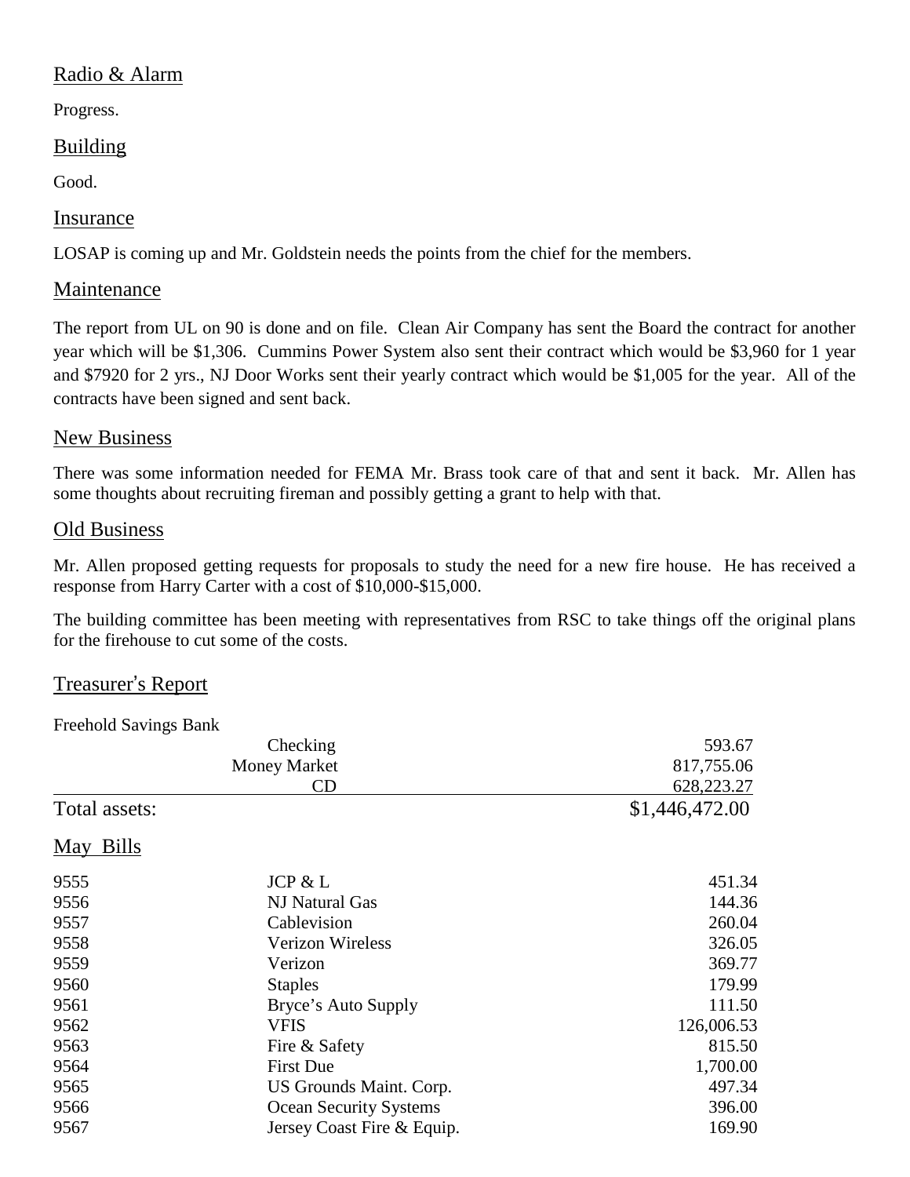## Radio & Alarm

Progress.

## Building

Good.

## Insurance

LOSAP is coming up and Mr. Goldstein needs the points from the chief for the members.

## Maintenance

The report from UL on 90 is done and on file. Clean Air Company has sent the Board the contract for another year which will be $1,306. Cummins Power System also sent their contract which would be $3,960 for 1 year and $7920 for 2 yrs., NJ Door Works sent their yearly contract which would be $1,005 for the year. All of the contracts have been signed and sent back.

## New Business

There was some information needed for FEMA Mr. Brass took care of that and sent it back. Mr. Allen has some thoughts about recruiting fireman and possibly getting a grant to help with that.

## Old Business

Mr. Allen proposed getting requests for proposals to study the need for a new fire house. He has received a response from Harry Carter with a cost of $10,000-$15,000.

The building committee has been meeting with representatives from RSC to take things off the original plans for the firehouse to cut some of the costs.

## Treasurer's Report

Freehold Savings Bank

| | | |
|---|---|---|
| | Checking | 593.67 |
| | Money Market | 817,755.06 |
| | CD | 628,223.27 |
| Total assets: | | $1,446,472.00 |

## May Bills

| | | |
|---|---|---|
| 9555 | JCP & L | 451.34 |
| 9556 | NJ Natural Gas | 144.36 |
| 9557 | Cablevision | 260.04 |
| 9558 | Verizon Wireless | 326.05 |
| 9559 | Verizon | 369.77 |
| 9560 | Staples | 179.99 |
| 9561 | Bryce's Auto Supply | 111.50 |
| 9562 | VFIS | 126,006.53 |
| 9563 | Fire & Safety | 815.50 |
| 9564 | First Due | 1,700.00 |
| 9565 | US Grounds Maint. Corp. | 497.34 |
| 9566 | Ocean Security Systems | 396.00 |
| 9567 | Jersey Coast Fire & Equip. | 169.90 |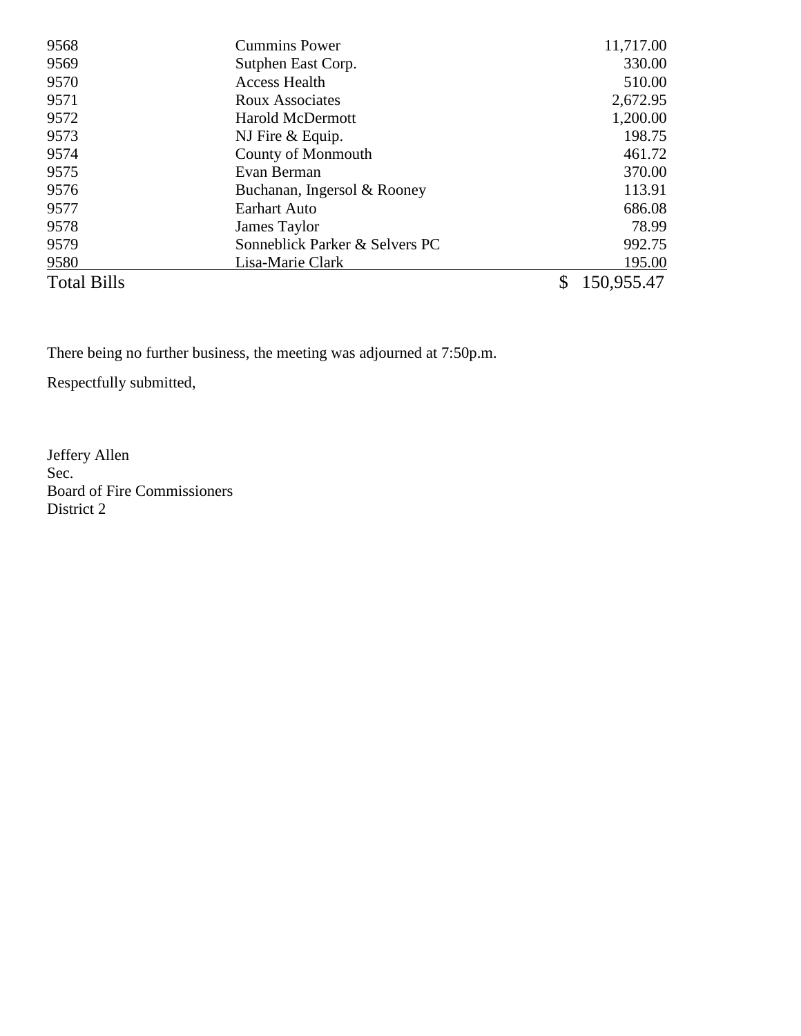| | | |
|---|---|---|
| 9568 | Cummins Power | 11,717.00 |
| 9569 | Sutphen East Corp. | 330.00 |
| 9570 | Access Health | 510.00 |
| 9571 | Roux Associates | 2,672.95 |
| 9572 | Harold McDermott | 1,200.00 |
| 9573 | NJ Fire & Equip. | 198.75 |
| 9574 | County of Monmouth | 461.72 |
| 9575 | Evan Berman | 370.00 |
| 9576 | Buchanan, Ingersol & Rooney | 113.91 |
| 9577 | Earhart Auto | 686.08 |
| 9578 | James Taylor | 78.99 |
| 9579 | Sonneblick Parker & Selvers PC | 992.75 |
| 9580 | Lisa-Marie Clark | 195.00 |
| Total Bills | | $ 150,955.47 |

There being no further business, the meeting was adjourned at 7:50p.m.

Respectfully submitted,

Jeffery Allen
Sec.
Board of Fire Commissioners
District 2